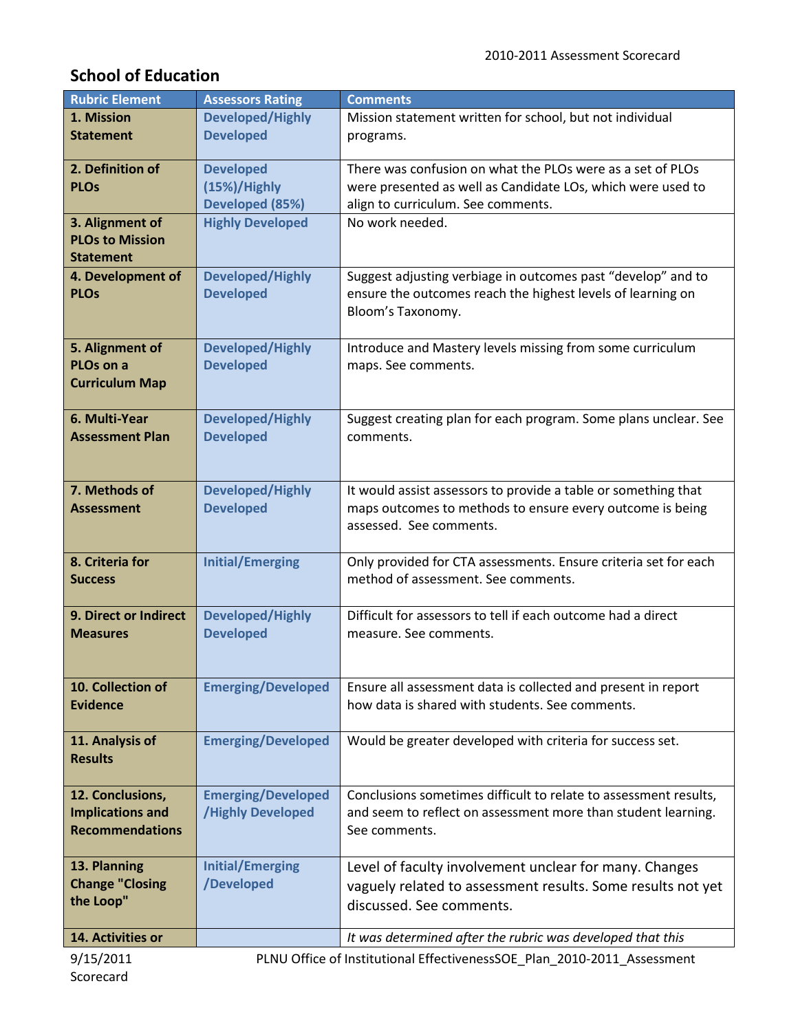2010-2011 Assessment Scorecard

## School of Education

| Rubric Element | Assessors Rating | Comments |
|---|---|---|
| **1. Mission Statement** | Developed/Highly Developed | Mission statement written for school, but not individual programs. |
| **2. Definition of PLOs** | Developed (15%)/Highly Developed (85%) | There was confusion on what the PLOs were as a set of PLOs were presented as well as Candidate LOs, which were used to align to curriculum. See comments. |
| **3. Alignment of PLOs to Mission Statement** | Highly Developed | No work needed. |
| **4. Development of PLOs** | Developed/Highly Developed | Suggest adjusting verbiage in outcomes past "develop" and to ensure the outcomes reach the highest levels of learning on Bloom's Taxonomy. |
| **5. Alignment of PLOs on a Curriculum Map** | Developed/Highly Developed | Introduce and Mastery levels missing from some curriculum maps. See comments. |
| **6. Multi-Year Assessment Plan** | Developed/Highly Developed | Suggest creating plan for each program. Some plans unclear. See comments. |
| **7. Methods of Assessment** | Developed/Highly Developed | It would assist assessors to provide a table or something that maps outcomes to methods to ensure every outcome is being assessed. See comments. |
| **8. Criteria for Success** | Initial/Emerging | Only provided for CTA assessments. Ensure criteria set for each method of assessment. See comments. |
| **9. Direct or Indirect Measures** | Developed/Highly Developed | Difficult for assessors to tell if each outcome had a direct measure. See comments. |
| **10. Collection of Evidence** | Emerging/Developed | Ensure all assessment data is collected and present in report how data is shared with students. See comments. |
| **11. Analysis of Results** | Emerging/Developed | Would be greater developed with criteria for success set. |
| **12. Conclusions, Implications and Recommendations** | Emerging/Developed/Highly Developed | Conclusions sometimes difficult to relate to assessment results, and seem to reflect on assessment more than student learning. See comments. |
| **13. Planning Change "Closing the Loop"** | Initial/Emerging/Developed | Level of faculty involvement unclear for many. Changes vaguely related to assessment results. Some results not yet discussed. See comments. |
| **14. Activities or** | | *It was determined after the rubric was developed that this* |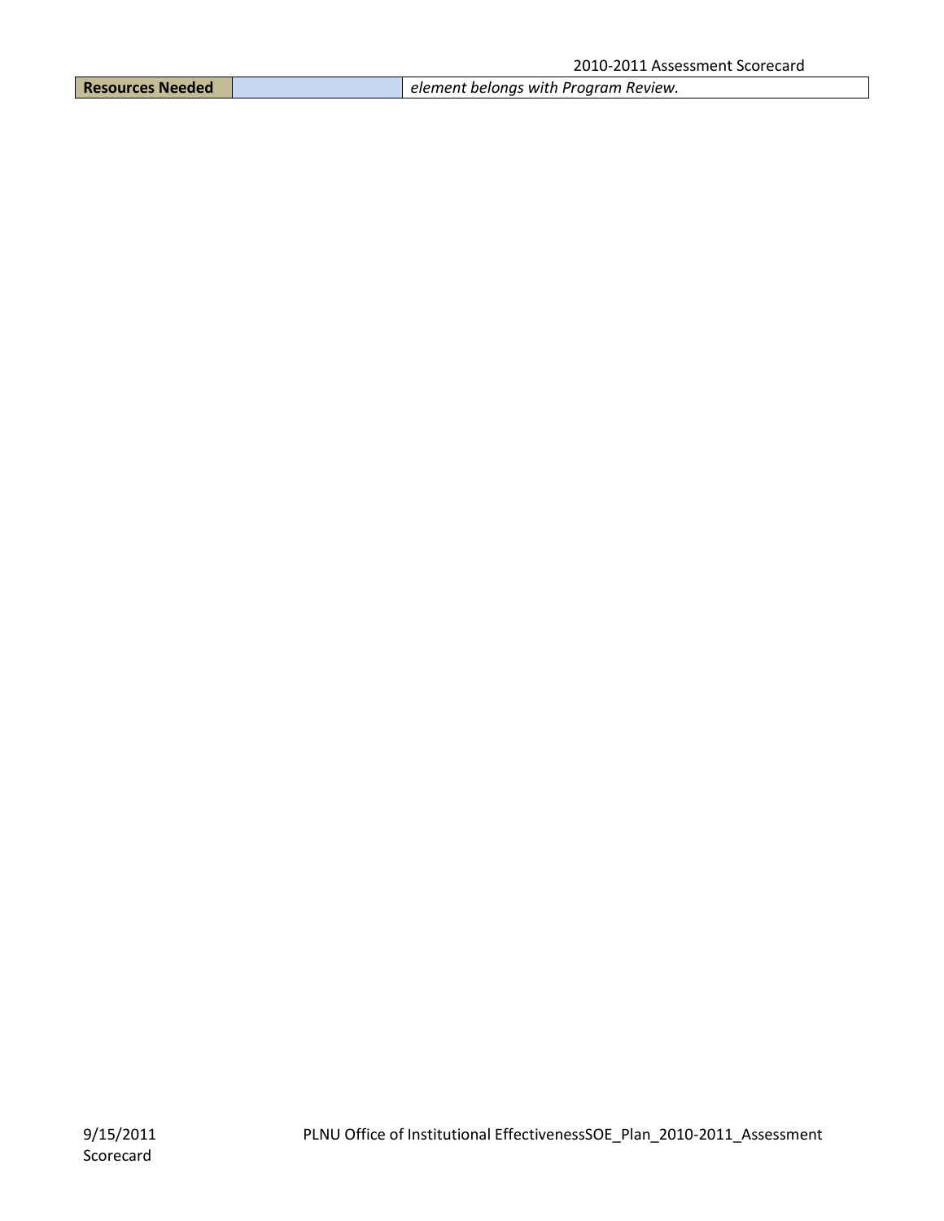| **Resources Needed** | | *element belongs with Program Review.* |
|---|---|---|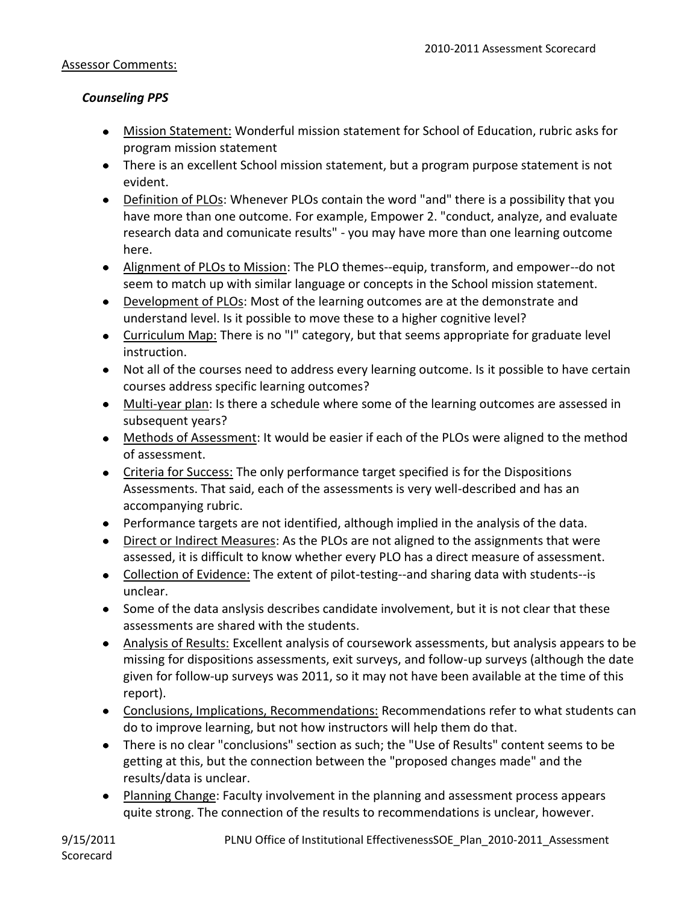Assessor Comments:

***Counseling PPS***

- Mission Statement: Wonderful mission statement for School of Education, rubric asks for program mission statement
- There is an excellent School mission statement, but a program purpose statement is not evident.
- Definition of PLOs: Whenever PLOs contain the word "and" there is a possibility that you have more than one outcome. For example, Empower 2. "conduct, analyze, and evaluate research data and comunicate results" - you may have more than one learning outcome here.
- Alignment of PLOs to Mission: The PLO themes--equip, transform, and empower--do not seem to match up with similar language or concepts in the School mission statement.
- Development of PLOs: Most of the learning outcomes are at the demonstrate and understand level. Is it possible to move these to a higher cognitive level?
- Curriculum Map: There is no "I" category, but that seems appropriate for graduate level instruction.
- Not all of the courses need to address every learning outcome. Is it possible to have certain courses address specific learning outcomes?
- Multi-year plan: Is there a schedule where some of the learning outcomes are assessed in subsequent years?
- Methods of Assessment: It would be easier if each of the PLOs were aligned to the method of assessment.
- Criteria for Success: The only performance target specified is for the Dispositions Assessments. That said, each of the assessments is very well-described and has an accompanying rubric.
- Performance targets are not identified, although implied in the analysis of the data.
- Direct or Indirect Measures: As the PLOs are not aligned to the assignments that were assessed, it is difficult to know whether every PLO has a direct measure of assessment.
- Collection of Evidence: The extent of pilot-testing--and sharing data with students--is unclear.
- Some of the data anslysis describes candidate involvement, but it is not clear that these assessments are shared with the students.
- Analysis of Results: Excellent analysis of coursework assessments, but analysis appears to be missing for dispositions assessments, exit surveys, and follow-up surveys (although the date given for follow-up surveys was 2011, so it may not have been available at the time of this report).
- Conclusions, Implications, Recommendations: Recommendations refer to what students can do to improve learning, but not how instructors will help them do that.
- There is no clear "conclusions" section as such; the "Use of Results" content seems to be getting at this, but the connection between the "proposed changes made" and the results/data is unclear.
- Planning Change: Faculty involvement in the planning and assessment process appears quite strong. The connection of the results to recommendations is unclear, however.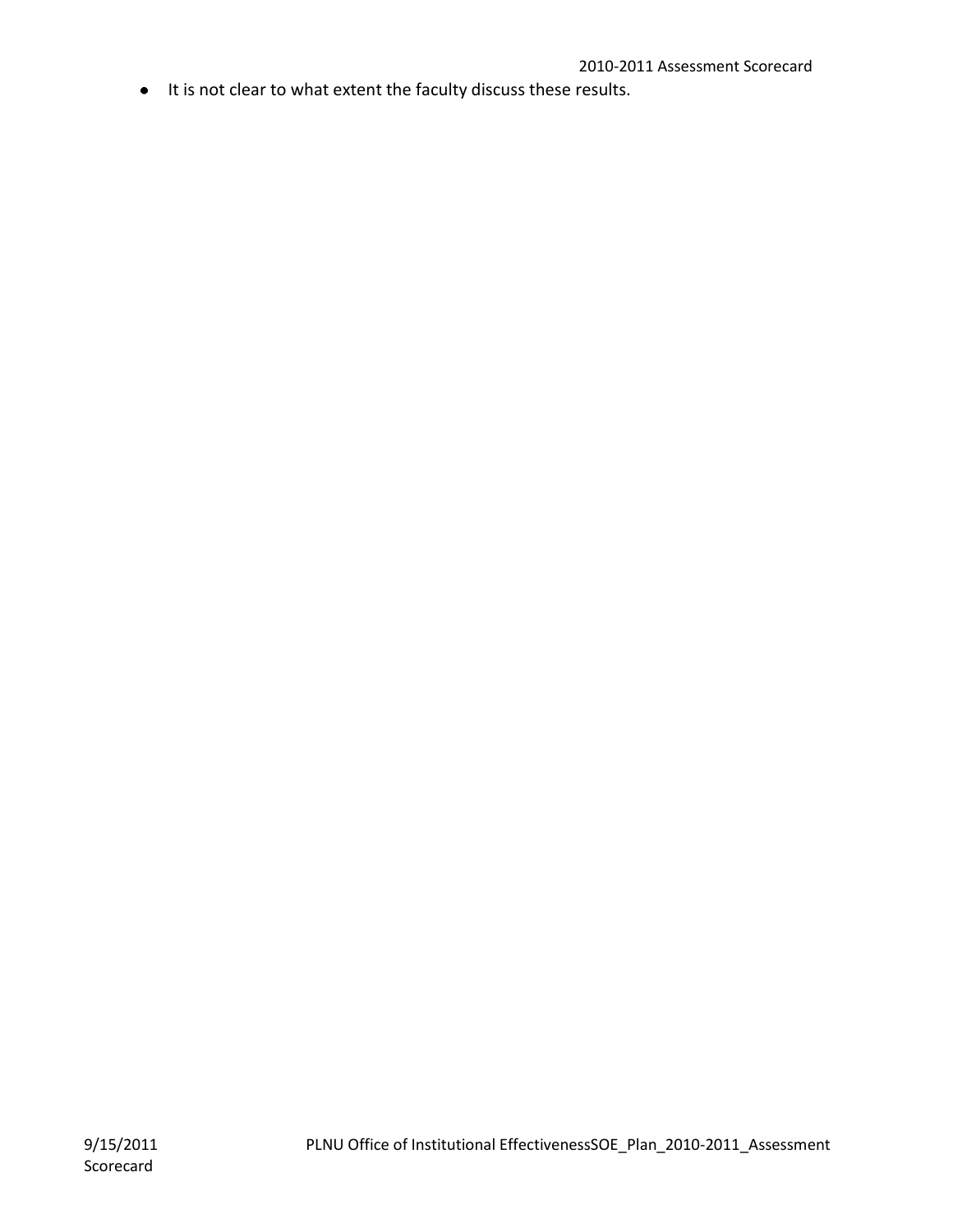- It is not clear to what extent the faculty discuss these results.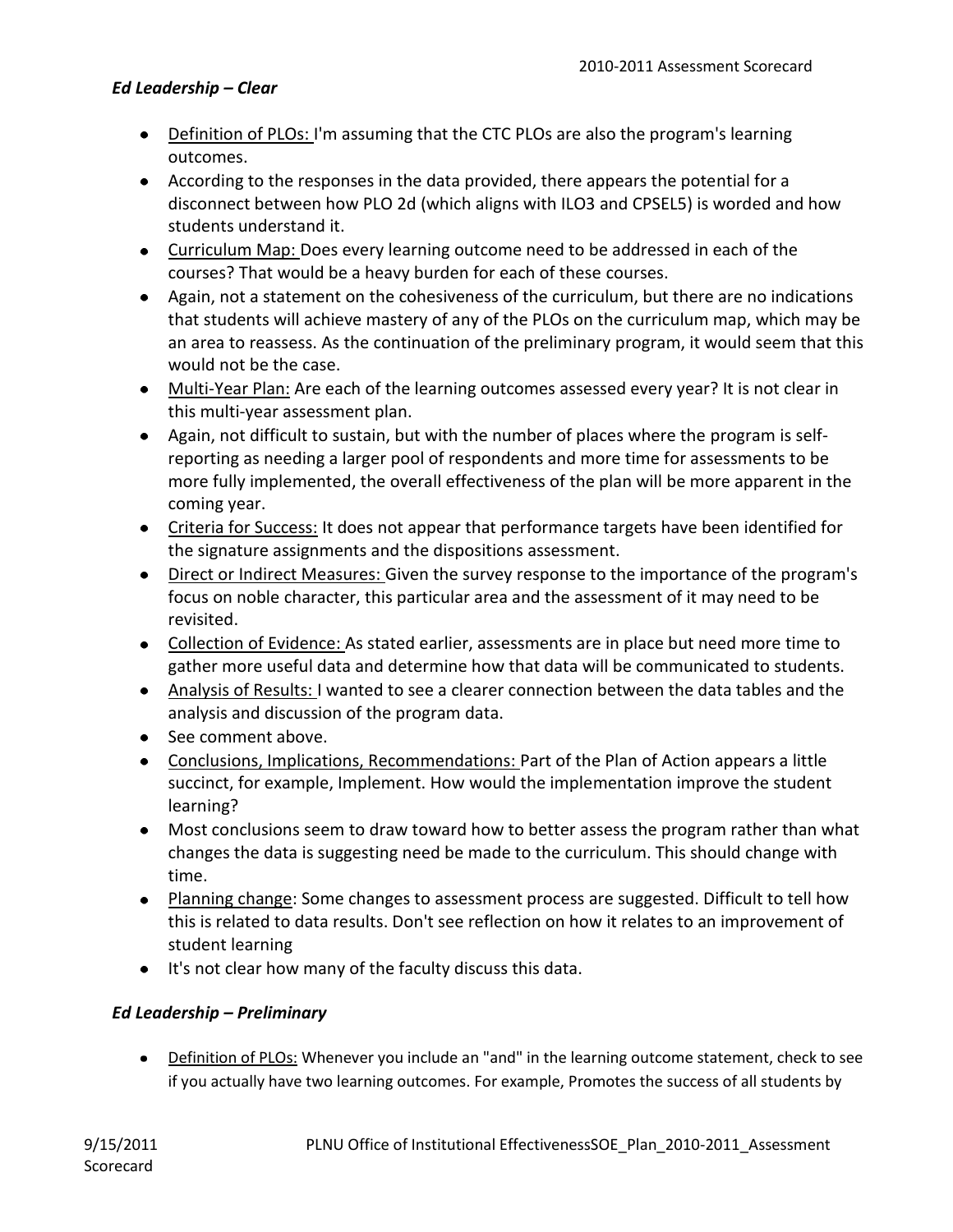### *Ed Leadership – Clear*

- Definition of PLOs: I'm assuming that the CTC PLOs are also the program's learning outcomes.
- According to the responses in the data provided, there appears the potential for a disconnect between how PLO 2d (which aligns with ILO3 and CPSEL5) is worded and how students understand it.
- Curriculum Map: Does every learning outcome need to be addressed in each of the courses? That would be a heavy burden for each of these courses.
- Again, not a statement on the cohesiveness of the curriculum, but there are no indications that students will achieve mastery of any of the PLOs on the curriculum map, which may be an area to reassess. As the continuation of the preliminary program, it would seem that this would not be the case.
- Multi-Year Plan: Are each of the learning outcomes assessed every year? It is not clear in this multi-year assessment plan.
- Again, not difficult to sustain, but with the number of places where the program is self-reporting as needing a larger pool of respondents and more time for assessments to be more fully implemented, the overall effectiveness of the plan will be more apparent in the coming year.
- Criteria for Success: It does not appear that performance targets have been identified for the signature assignments and the dispositions assessment.
- Direct or Indirect Measures: Given the survey response to the importance of the program's focus on noble character, this particular area and the assessment of it may need to be revisited.
- Collection of Evidence: As stated earlier, assessments are in place but need more time to gather more useful data and determine how that data will be communicated to students.
- Analysis of Results: I wanted to see a clearer connection between the data tables and the analysis and discussion of the program data.
- See comment above.
- Conclusions, Implications, Recommendations: Part of the Plan of Action appears a little succinct, for example, Implement. How would the implementation improve the student learning?
- Most conclusions seem to draw toward how to better assess the program rather than what changes the data is suggesting need be made to the curriculum. This should change with time.
- Planning change: Some changes to assessment process are suggested. Difficult to tell how this is related to data results. Don't see reflection on how it relates to an improvement of student learning
- It's not clear how many of the faculty discuss this data.

### *Ed Leadership – Preliminary*

- Definition of PLOs: Whenever you include an "and" in the learning outcome statement, check to see if you actually have two learning outcomes. For example, Promotes the success of all students by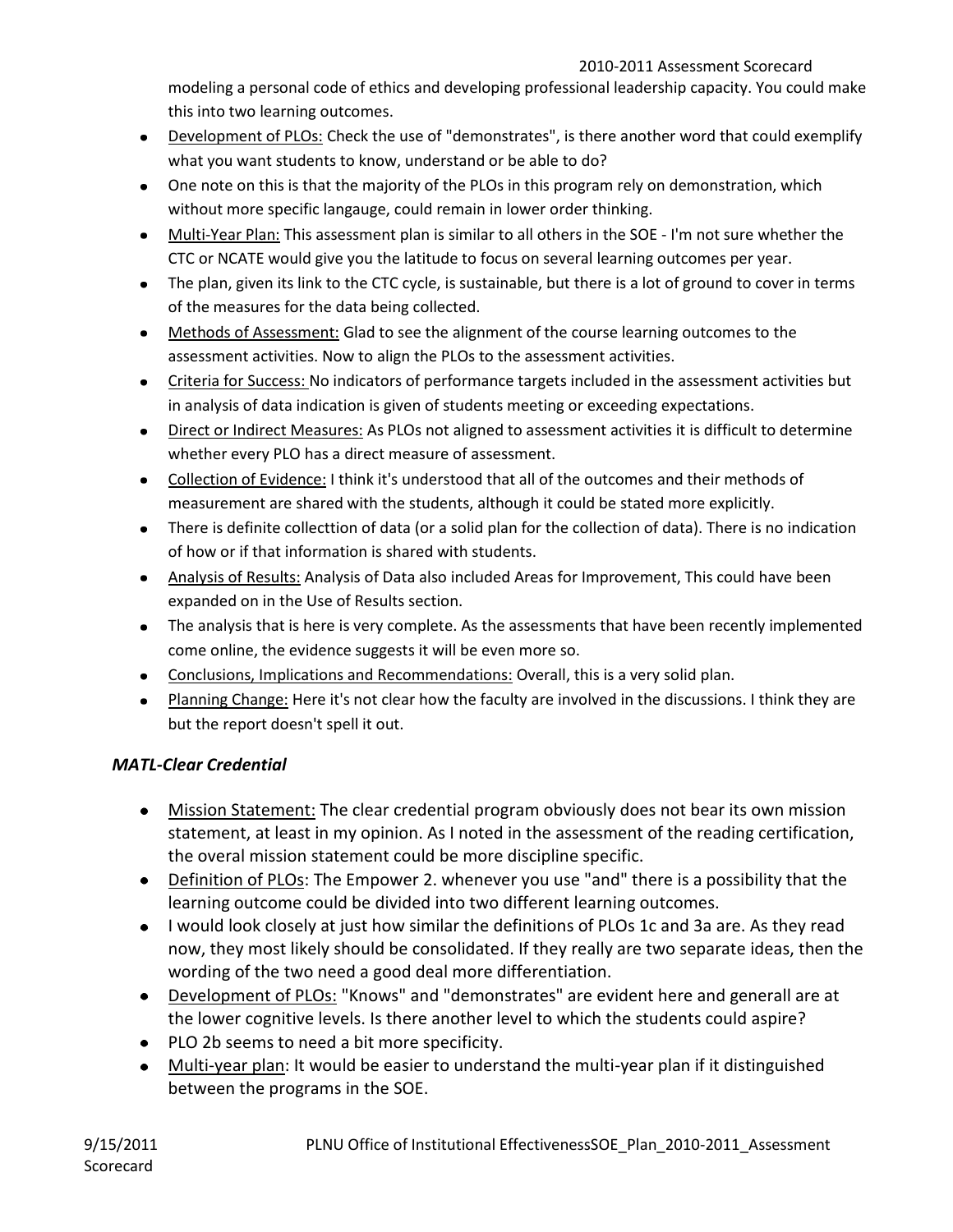modeling a personal code of ethics and developing professional leadership capacity. You could make this into two learning outcomes.

- Development of PLOs: Check the use of "demonstrates", is there another word that could exemplify what you want students to know, understand or be able to do?
- One note on this is that the majority of the PLOs in this program rely on demonstration, which without more specific langauge, could remain in lower order thinking.
- Multi-Year Plan: This assessment plan is similar to all others in the SOE - I'm not sure whether the CTC or NCATE would give you the latitude to focus on several learning outcomes per year.
- The plan, given its link to the CTC cycle, is sustainable, but there is a lot of ground to cover in terms of the measures for the data being collected.
- Methods of Assessment: Glad to see the alignment of the course learning outcomes to the assessment activities. Now to align the PLOs to the assessment activities.
- Criteria for Success: No indicators of performance targets included in the assessment activities but in analysis of data indication is given of students meeting or exceeding expectations.
- Direct or Indirect Measures: As PLOs not aligned to assessment activities it is difficult to determine whether every PLO has a direct measure of assessment.
- Collection of Evidence: I think it's understood that all of the outcomes and their methods of measurement are shared with the students, although it could be stated more explicitly.
- There is definite collecttion of data (or a solid plan for the collection of data). There is no indication of how or if that information is shared with students.
- Analysis of Results: Analysis of Data also included Areas for Improvement, This could have been expanded on in the Use of Results section.
- The analysis that is here is very complete. As the assessments that have been recently implemented come online, the evidence suggests it will be even more so.
- Conclusions, Implications and Recommendations: Overall, this is a very solid plan.
- Planning Change: Here it's not clear how the faculty are involved in the discussions. I think they are but the report doesn't spell it out.

### *MATL-Clear Credential*

- Mission Statement: The clear credential program obviously does not bear its own mission statement, at least in my opinion. As I noted in the assessment of the reading certification, the overal mission statement could be more discipline specific.
- Definition of PLOs: The Empower 2. whenever you use "and" there is a possibility that the learning outcome could be divided into two different learning outcomes.
- I would look closely at just how similar the definitions of PLOs 1c and 3a are. As they read now, they most likely should be consolidated. If they really are two separate ideas, then the wording of the two need a good deal more differentiation.
- Development of PLOs: "Knows" and "demonstrates" are evident here and generall are at the lower cognitive levels. Is there another level to which the students could aspire?
- PLO 2b seems to need a bit more specificity.
- Multi-year plan: It would be easier to understand the multi-year plan if it distinguished between the programs in the SOE.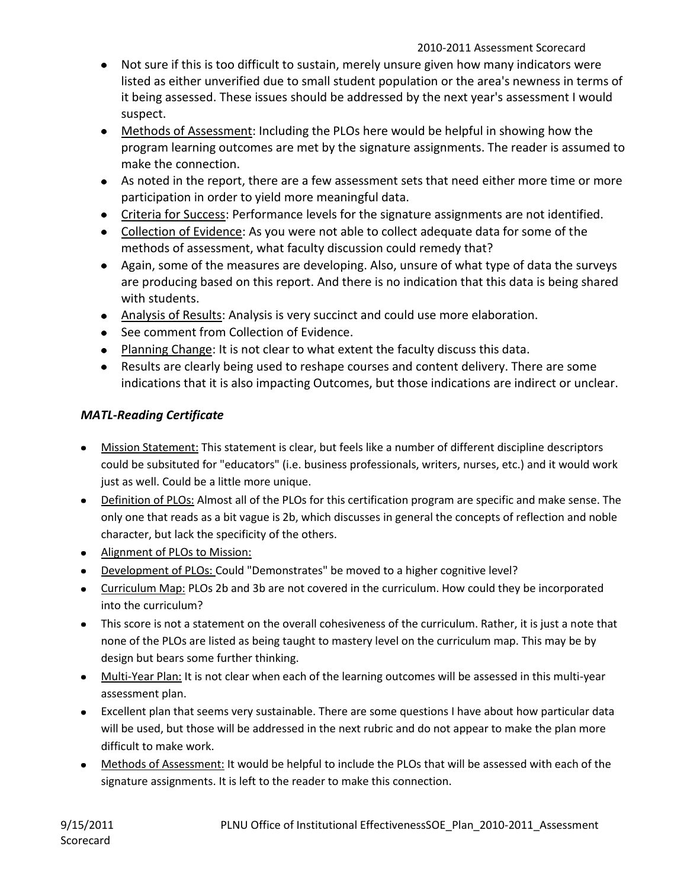- Not sure if this is too difficult to sustain, merely unsure given how many indicators were listed as either unverified due to small student population or the area's newness in terms of it being assessed. These issues should be addressed by the next year's assessment I would suspect.
- Methods of Assessment: Including the PLOs here would be helpful in showing how the program learning outcomes are met by the signature assignments. The reader is assumed to make the connection.
- As noted in the report, there are a few assessment sets that need either more time or more participation in order to yield more meaningful data.
- Criteria for Success: Performance levels for the signature assignments are not identified.
- Collection of Evidence: As you were not able to collect adequate data for some of the methods of assessment, what faculty discussion could remedy that?
- Again, some of the measures are developing. Also, unsure of what type of data the surveys are producing based on this report. And there is no indication that this data is being shared with students.
- Analysis of Results: Analysis is very succinct and could use more elaboration.
- See comment from Collection of Evidence.
- Planning Change: It is not clear to what extent the faculty discuss this data.
- Results are clearly being used to reshape courses and content delivery. There are some indications that it is also impacting Outcomes, but those indications are indirect or unclear.

### *MATL-Reading Certificate*

- Mission Statement: This statement is clear, but feels like a number of different discipline descriptors could be subsituted for "educators" (i.e. business professionals, writers, nurses, etc.) and it would work just as well. Could be a little more unique.
- Definition of PLOs: Almost all of the PLOs for this certification program are specific and make sense. The only one that reads as a bit vague is 2b, which discusses in general the concepts of reflection and noble character, but lack the specificity of the others.
- Alignment of PLOs to Mission:
- Development of PLOs: Could "Demonstrates" be moved to a higher cognitive level?
- Curriculum Map: PLOs 2b and 3b are not covered in the curriculum. How could they be incorporated into the curriculum?
- This score is not a statement on the overall cohesiveness of the curriculum. Rather, it is just a note that none of the PLOs are listed as being taught to mastery level on the curriculum map. This may be by design but bears some further thinking.
- Multi-Year Plan: It is not clear when each of the learning outcomes will be assessed in this multi-year assessment plan.
- Excellent plan that seems very sustainable. There are some questions I have about how particular data will be used, but those will be addressed in the next rubric and do not appear to make the plan more difficult to make work.
- Methods of Assessment: It would be helpful to include the PLOs that will be assessed with each of the signature assignments. It is left to the reader to make this connection.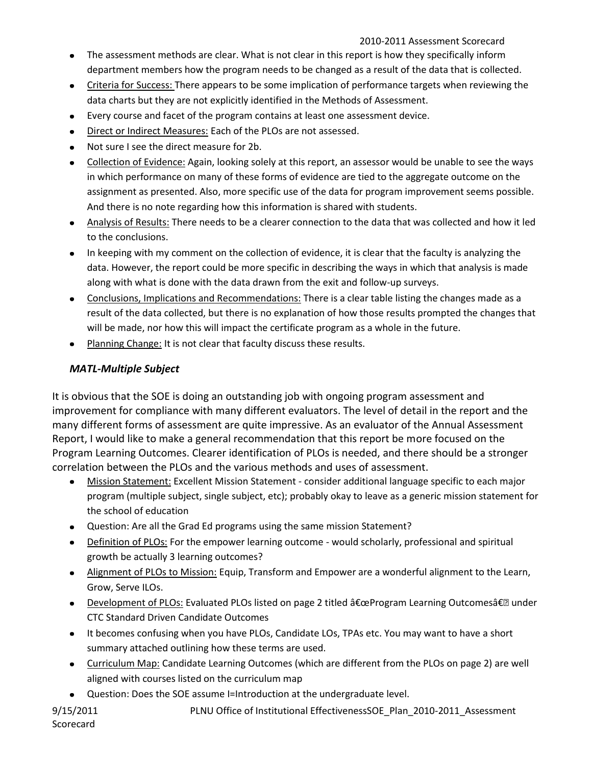- The assessment methods are clear. What is not clear in this report is how they specifically inform department members how the program needs to be changed as a result of the data that is collected.
- Criteria for Success: There appears to be some implication of performance targets when reviewing the data charts but they are not explicitly identified in the Methods of Assessment.
- Every course and facet of the program contains at least one assessment device.
- Direct or Indirect Measures: Each of the PLOs are not assessed.
- Not sure I see the direct measure for 2b.
- Collection of Evidence: Again, looking solely at this report, an assessor would be unable to see the ways in which performance on many of these forms of evidence are tied to the aggregate outcome on the assignment as presented. Also, more specific use of the data for program improvement seems possible. And there is no note regarding how this information is shared with students.
- Analysis of Results: There needs to be a clearer connection to the data that was collected and how it led to the conclusions.
- In keeping with my comment on the collection of evidence, it is clear that the faculty is analyzing the data. However, the report could be more specific in describing the ways in which that analysis is made along with what is done with the data drawn from the exit and follow-up surveys.
- Conclusions, Implications and Recommendations: There is a clear table listing the changes made as a result of the data collected, but there is no explanation of how those results prompted the changes that will be made, nor how this will impact the certificate program as a whole in the future.
- Planning Change: It is not clear that faculty discuss these results.

### *MATL-Multiple Subject*

It is obvious that the SOE is doing an outstanding job with ongoing program assessment and improvement for compliance with many different evaluators. The level of detail in the report and the many different forms of assessment are quite impressive. As an evaluator of the Annual Assessment Report, I would like to make a general recommendation that this report be more focused on the Program Learning Outcomes. Clearer identification of PLOs is needed, and there should be a stronger correlation between the PLOs and the various methods and uses of assessment.

- Mission Statement: Excellent Mission Statement - consider additional language specific to each major program (multiple subject, single subject, etc); probably okay to leave as a generic mission statement for the school of education
- Question: Are all the Grad Ed programs using the same mission Statement?
- Definition of PLOs: For the empower learning outcome - would scholarly, professional and spiritual growth be actually 3 learning outcomes?
- Alignment of PLOs to Mission: Equip, Transform and Empower are a wonderful alignment to the Learn, Grow, Serve ILOs.
- Development of PLOs: Evaluated PLOs listed on page 2 titled â€œProgram Learning Outcomesâ€ under CTC Standard Driven Candidate Outcomes
- It becomes confusing when you have PLOs, Candidate LOs, TPAs etc. You may want to have a short summary attached outlining how these terms are used.
- Curriculum Map: Candidate Learning Outcomes (which are different from the PLOs on page 2) are well aligned with courses listed on the curriculum map
- Question: Does the SOE assume I=Introduction at the undergraduate level.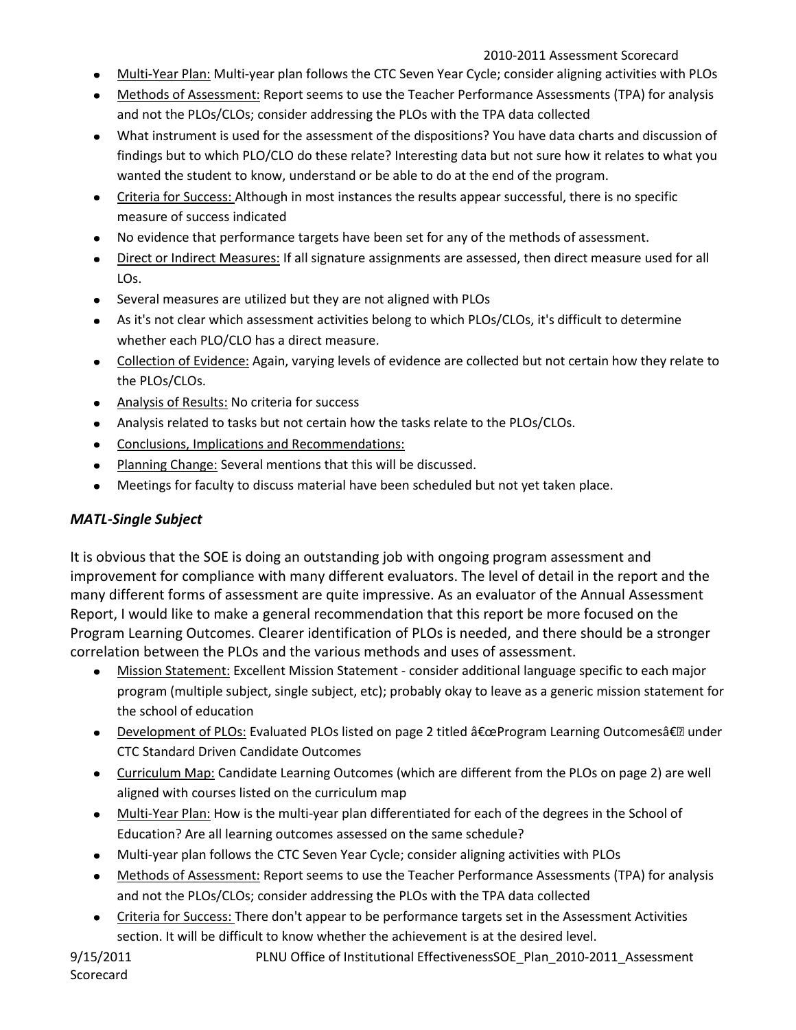- Multi-Year Plan: Multi-year plan follows the CTC Seven Year Cycle; consider aligning activities with PLOs
- Methods of Assessment: Report seems to use the Teacher Performance Assessments (TPA) for analysis and not the PLOs/CLOs; consider addressing the PLOs with the TPA data collected
- What instrument is used for the assessment of the dispositions? You have data charts and discussion of findings but to which PLO/CLO do these relate? Interesting data but not sure how it relates to what you wanted the student to know, understand or be able to do at the end of the program.
- Criteria for Success: Although in most instances the results appear successful, there is no specific measure of success indicated
- No evidence that performance targets have been set for any of the methods of assessment.
- Direct or Indirect Measures: If all signature assignments are assessed, then direct measure used for all LOs.
- Several measures are utilized but they are not aligned with PLOs
- As it's not clear which assessment activities belong to which PLOs/CLOs, it's difficult to determine whether each PLO/CLO has a direct measure.
- Collection of Evidence: Again, varying levels of evidence are collected but not certain how they relate to the PLOs/CLOs.
- Analysis of Results: No criteria for success
- Analysis related to tasks but not certain how the tasks relate to the PLOs/CLOs.
- Conclusions, Implications and Recommendations:
- Planning Change: Several mentions that this will be discussed.
- Meetings for faculty to discuss material have been scheduled but not yet taken place.

### *MATL-Single Subject*

It is obvious that the SOE is doing an outstanding job with ongoing program assessment and improvement for compliance with many different evaluators. The level of detail in the report and the many different forms of assessment are quite impressive. As an evaluator of the Annual Assessment Report, I would like to make a general recommendation that this report be more focused on the Program Learning Outcomes. Clearer identification of PLOs is needed, and there should be a stronger correlation between the PLOs and the various methods and uses of assessment.

- Mission Statement: Excellent Mission Statement - consider additional language specific to each major program (multiple subject, single subject, etc); probably okay to leave as a generic mission statement for the school of education
- Development of PLOs: Evaluated PLOs listed on page 2 titled â€œProgram Learning Outcomesâ€ under CTC Standard Driven Candidate Outcomes
- Curriculum Map: Candidate Learning Outcomes (which are different from the PLOs on page 2) are well aligned with courses listed on the curriculum map
- Multi-Year Plan: How is the multi-year plan differentiated for each of the degrees in the School of Education? Are all learning outcomes assessed on the same schedule?
- Multi-year plan follows the CTC Seven Year Cycle; consider aligning activities with PLOs
- Methods of Assessment: Report seems to use the Teacher Performance Assessments (TPA) for analysis and not the PLOs/CLOs; consider addressing the PLOs with the TPA data collected
- Criteria for Success: There don't appear to be performance targets set in the Assessment Activities section. It will be difficult to know whether the achievement is at the desired level.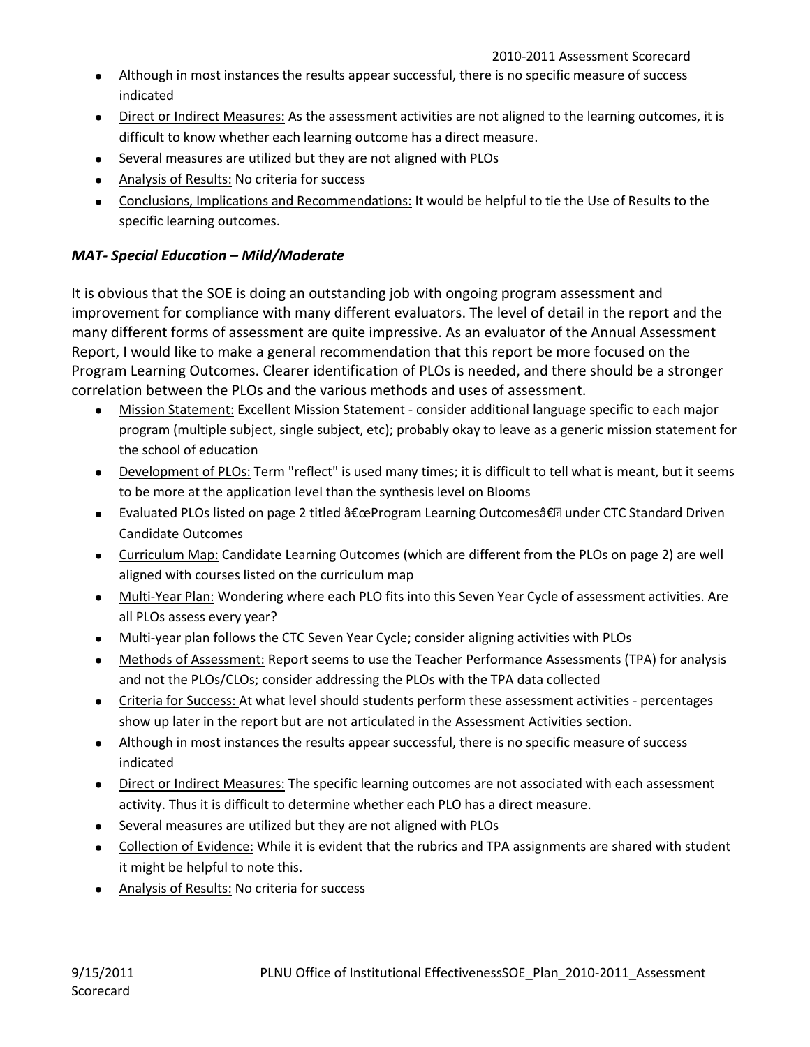- Although in most instances the results appear successful, there is no specific measure of success indicated
- Direct or Indirect Measures: As the assessment activities are not aligned to the learning outcomes, it is difficult to know whether each learning outcome has a direct measure.
- Several measures are utilized but they are not aligned with PLOs
- Analysis of Results: No criteria for success
- Conclusions, Implications and Recommendations: It would be helpful to tie the Use of Results to the specific learning outcomes.

### *MAT- Special Education – Mild/Moderate*

It is obvious that the SOE is doing an outstanding job with ongoing program assessment and improvement for compliance with many different evaluators. The level of detail in the report and the many different forms of assessment are quite impressive. As an evaluator of the Annual Assessment Report, I would like to make a general recommendation that this report be more focused on the Program Learning Outcomes. Clearer identification of PLOs is needed, and there should be a stronger correlation between the PLOs and the various methods and uses of assessment.

- Mission Statement: Excellent Mission Statement - consider additional language specific to each major program (multiple subject, single subject, etc); probably okay to leave as a generic mission statement for the school of education
- Development of PLOs: Term "reflect" is used many times; it is difficult to tell what is meant, but it seems to be more at the application level than the synthesis level on Blooms
- Evaluated PLOs listed on page 2 titled â€œProgram Learning Outcomesâ€ under CTC Standard Driven Candidate Outcomes
- Curriculum Map: Candidate Learning Outcomes (which are different from the PLOs on page 2) are well aligned with courses listed on the curriculum map
- Multi-Year Plan: Wondering where each PLO fits into this Seven Year Cycle of assessment activities. Are all PLOs assess every year?
- Multi-year plan follows the CTC Seven Year Cycle; consider aligning activities with PLOs
- Methods of Assessment: Report seems to use the Teacher Performance Assessments (TPA) for analysis and not the PLOs/CLOs; consider addressing the PLOs with the TPA data collected
- Criteria for Success: At what level should students perform these assessment activities - percentages show up later in the report but are not articulated in the Assessment Activities section.
- Although in most instances the results appear successful, there is no specific measure of success indicated
- Direct or Indirect Measures: The specific learning outcomes are not associated with each assessment activity. Thus it is difficult to determine whether each PLO has a direct measure.
- Several measures are utilized but they are not aligned with PLOs
- Collection of Evidence: While it is evident that the rubrics and TPA assignments are shared with student it might be helpful to note this.
- Analysis of Results: No criteria for success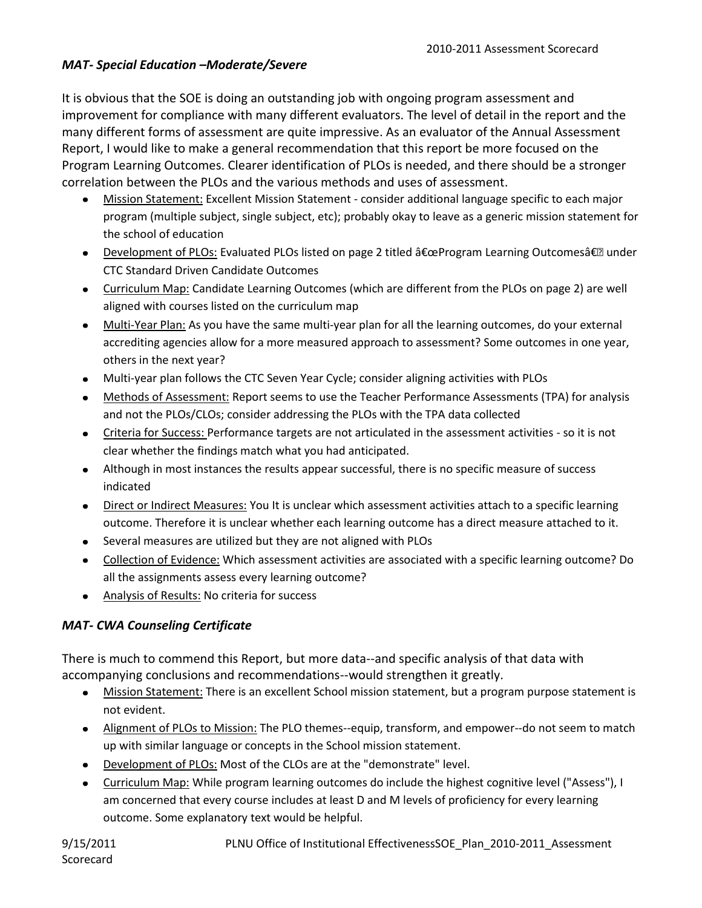### *MAT- Special Education –Moderate/Severe*

It is obvious that the SOE is doing an outstanding job with ongoing program assessment and improvement for compliance with many different evaluators. The level of detail in the report and the many different forms of assessment are quite impressive. As an evaluator of the Annual Assessment Report, I would like to make a general recommendation that this report be more focused on the Program Learning Outcomes. Clearer identification of PLOs is needed, and there should be a stronger correlation between the PLOs and the various methods and uses of assessment.

- Mission Statement: Excellent Mission Statement - consider additional language specific to each major program (multiple subject, single subject, etc); probably okay to leave as a generic mission statement for the school of education
- Development of PLOs: Evaluated PLOs listed on page 2 titled â€œProgram Learning Outcomesâ€ under CTC Standard Driven Candidate Outcomes
- Curriculum Map: Candidate Learning Outcomes (which are different from the PLOs on page 2) are well aligned with courses listed on the curriculum map
- Multi-Year Plan: As you have the same multi-year plan for all the learning outcomes, do your external accrediting agencies allow for a more measured approach to assessment? Some outcomes in one year, others in the next year?
- Multi-year plan follows the CTC Seven Year Cycle; consider aligning activities with PLOs
- Methods of Assessment: Report seems to use the Teacher Performance Assessments (TPA) for analysis and not the PLOs/CLOs; consider addressing the PLOs with the TPA data collected
- Criteria for Success: Performance targets are not articulated in the assessment activities - so it is not clear whether the findings match what you had anticipated.
- Although in most instances the results appear successful, there is no specific measure of success indicated
- Direct or Indirect Measures: You It is unclear which assessment activities attach to a specific learning outcome. Therefore it is unclear whether each learning outcome has a direct measure attached to it.
- Several measures are utilized but they are not aligned with PLOs
- Collection of Evidence: Which assessment activities are associated with a specific learning outcome? Do all the assignments assess every learning outcome?
- Analysis of Results: No criteria for success

### *MAT- CWA Counseling Certificate*

There is much to commend this Report, but more data--and specific analysis of that data with accompanying conclusions and recommendations--would strengthen it greatly.

- Mission Statement: There is an excellent School mission statement, but a program purpose statement is not evident.
- Alignment of PLOs to Mission: The PLO themes--equip, transform, and empower--do not seem to match up with similar language or concepts in the School mission statement.
- Development of PLOs: Most of the CLOs are at the "demonstrate" level.
- Curriculum Map: While program learning outcomes do include the highest cognitive level ("Assess"), I am concerned that every course includes at least D and M levels of proficiency for every learning outcome. Some explanatory text would be helpful.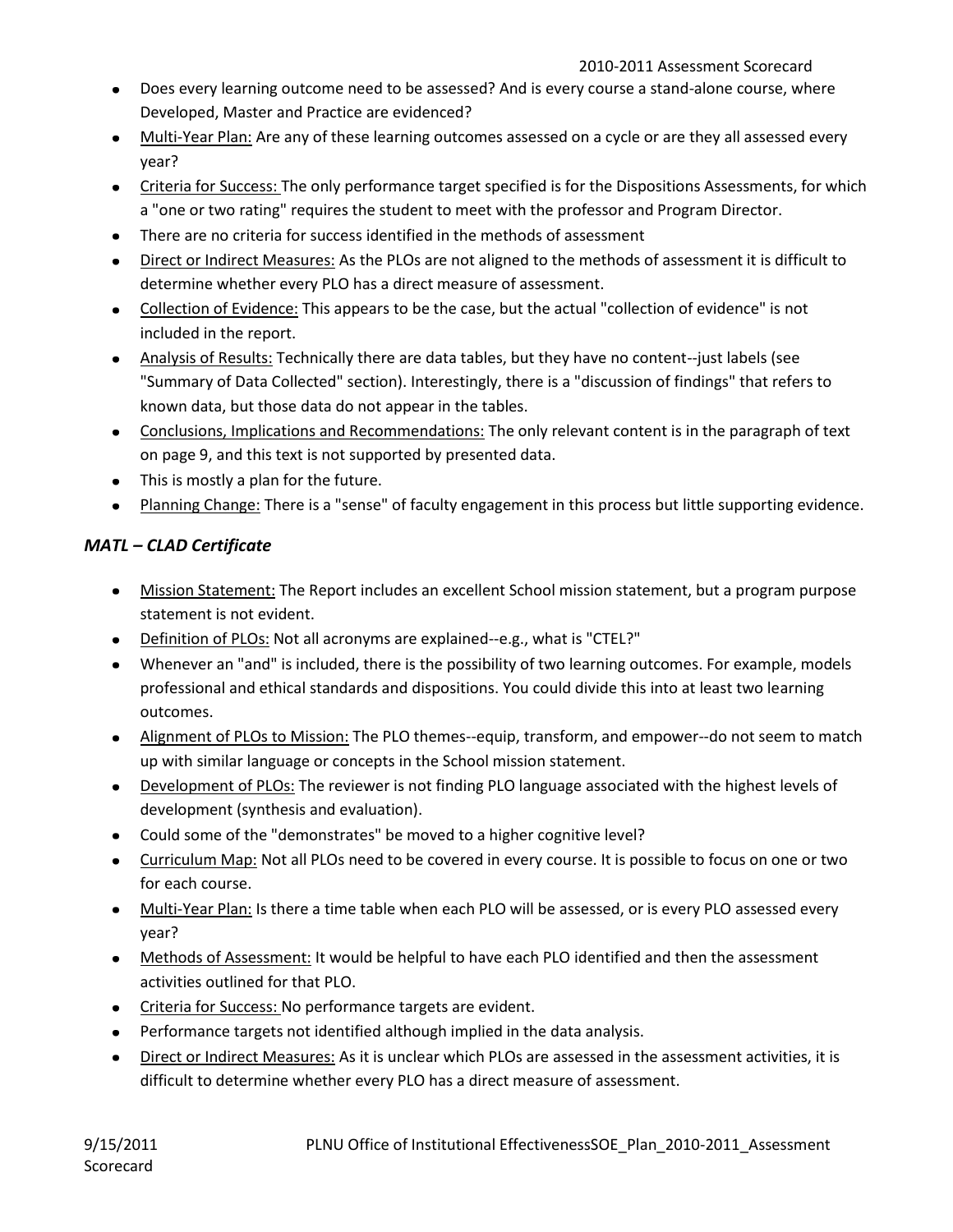- Does every learning outcome need to be assessed? And is every course a stand-alone course, where Developed, Master and Practice are evidenced?
- Multi-Year Plan: Are any of these learning outcomes assessed on a cycle or are they all assessed every year?
- Criteria for Success: The only performance target specified is for the Dispositions Assessments, for which a "one or two rating" requires the student to meet with the professor and Program Director.
- There are no criteria for success identified in the methods of assessment
- Direct or Indirect Measures: As the PLOs are not aligned to the methods of assessment it is difficult to determine whether every PLO has a direct measure of assessment.
- Collection of Evidence: This appears to be the case, but the actual "collection of evidence" is not included in the report.
- Analysis of Results: Technically there are data tables, but they have no content--just labels (see "Summary of Data Collected" section). Interestingly, there is a "discussion of findings" that refers to known data, but those data do not appear in the tables.
- Conclusions, Implications and Recommendations: The only relevant content is in the paragraph of text on page 9, and this text is not supported by presented data.
- This is mostly a plan for the future.
- Planning Change: There is a "sense" of faculty engagement in this process but little supporting evidence.

### *MATL – CLAD Certificate*

- Mission Statement: The Report includes an excellent School mission statement, but a program purpose statement is not evident.
- Definition of PLOs: Not all acronyms are explained--e.g., what is "CTEL?"
- Whenever an "and" is included, there is the possibility of two learning outcomes. For example, models professional and ethical standards and dispositions. You could divide this into at least two learning outcomes.
- Alignment of PLOs to Mission: The PLO themes--equip, transform, and empower--do not seem to match up with similar language or concepts in the School mission statement.
- Development of PLOs: The reviewer is not finding PLO language associated with the highest levels of development (synthesis and evaluation).
- Could some of the "demonstrates" be moved to a higher cognitive level?
- Curriculum Map: Not all PLOs need to be covered in every course. It is possible to focus on one or two for each course.
- Multi-Year Plan: Is there a time table when each PLO will be assessed, or is every PLO assessed every year?
- Methods of Assessment: It would be helpful to have each PLO identified and then the assessment activities outlined for that PLO.
- Criteria for Success: No performance targets are evident.
- Performance targets not identified although implied in the data analysis.
- Direct or Indirect Measures: As it is unclear which PLOs are assessed in the assessment activities, it is difficult to determine whether every PLO has a direct measure of assessment.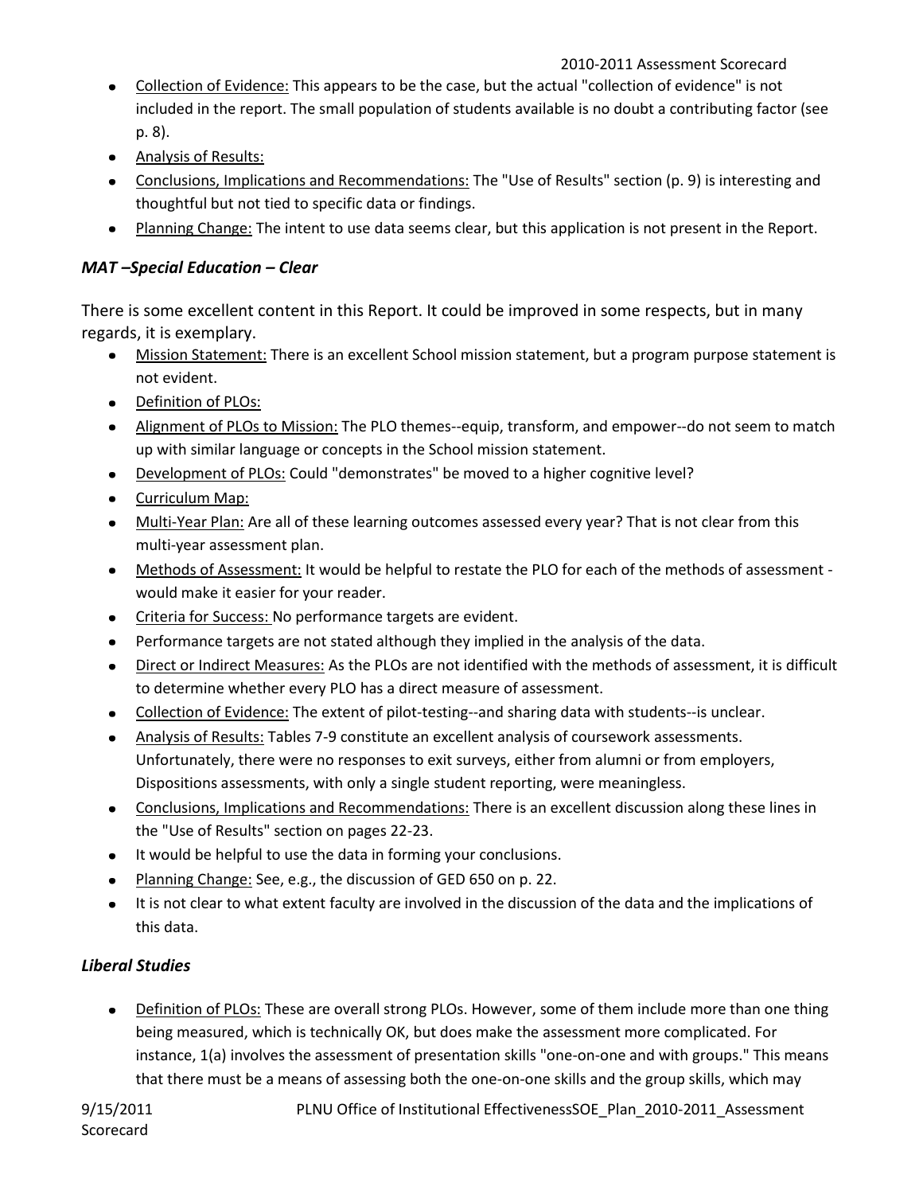- Collection of Evidence: This appears to be the case, but the actual "collection of evidence" is not included in the report. The small population of students available is no doubt a contributing factor (see p. 8).
- Analysis of Results:
- Conclusions, Implications and Recommendations: The "Use of Results" section (p. 9) is interesting and thoughtful but not tied to specific data or findings.
- Planning Change: The intent to use data seems clear, but this application is not present in the Report.

### *MAT –Special Education – Clear*

There is some excellent content in this Report. It could be improved in some respects, but in many regards, it is exemplary.

- Mission Statement: There is an excellent School mission statement, but a program purpose statement is not evident.
- Definition of PLOs:
- Alignment of PLOs to Mission: The PLO themes--equip, transform, and empower--do not seem to match up with similar language or concepts in the School mission statement.
- Development of PLOs: Could "demonstrates" be moved to a higher cognitive level?
- Curriculum Map:
- Multi-Year Plan: Are all of these learning outcomes assessed every year? That is not clear from this multi-year assessment plan.
- Methods of Assessment: It would be helpful to restate the PLO for each of the methods of assessment - would make it easier for your reader.
- Criteria for Success: No performance targets are evident.
- Performance targets are not stated although they implied in the analysis of the data.
- Direct or Indirect Measures: As the PLOs are not identified with the methods of assessment, it is difficult to determine whether every PLO has a direct measure of assessment.
- Collection of Evidence: The extent of pilot-testing--and sharing data with students--is unclear.
- Analysis of Results: Tables 7-9 constitute an excellent analysis of coursework assessments. Unfortunately, there were no responses to exit surveys, either from alumni or from employers, Dispositions assessments, with only a single student reporting, were meaningless.
- Conclusions, Implications and Recommendations: There is an excellent discussion along these lines in the "Use of Results" section on pages 22-23.
- It would be helpful to use the data in forming your conclusions.
- Planning Change: See, e.g., the discussion of GED 650 on p. 22.
- It is not clear to what extent faculty are involved in the discussion of the data and the implications of this data.

### *Liberal Studies*

- Definition of PLOs: These are overall strong PLOs. However, some of them include more than one thing being measured, which is technically OK, but does make the assessment more complicated. For instance, 1(a) involves the assessment of presentation skills "one-on-one and with groups." This means that there must be a means of assessing both the one-on-one skills and the group skills, which may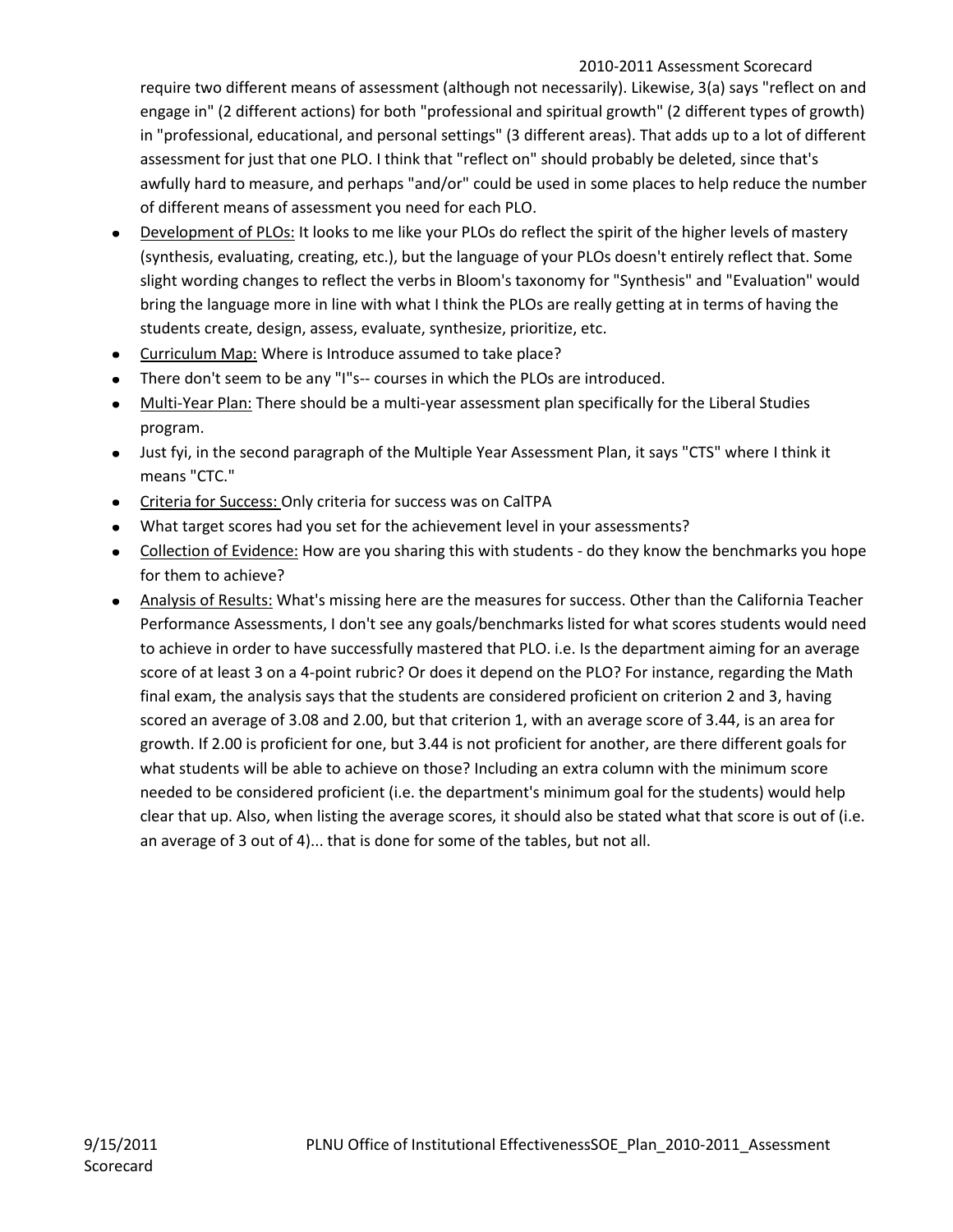require two different means of assessment (although not necessarily). Likewise, 3(a) says "reflect on and engage in" (2 different actions) for both "professional and spiritual growth" (2 different types of growth) in "professional, educational, and personal settings" (3 different areas). That adds up to a lot of different assessment for just that one PLO. I think that "reflect on" should probably be deleted, since that's awfully hard to measure, and perhaps "and/or" could be used in some places to help reduce the number of different means of assessment you need for each PLO.

- Development of PLOs: It looks to me like your PLOs do reflect the spirit of the higher levels of mastery (synthesis, evaluating, creating, etc.), but the language of your PLOs doesn't entirely reflect that. Some slight wording changes to reflect the verbs in Bloom's taxonomy for "Synthesis" and "Evaluation" would bring the language more in line with what I think the PLOs are really getting at in terms of having the students create, design, assess, evaluate, synthesize, prioritize, etc.
- Curriculum Map: Where is Introduce assumed to take place?
- There don't seem to be any "I"s-- courses in which the PLOs are introduced.
- Multi-Year Plan: There should be a multi-year assessment plan specifically for the Liberal Studies program.
- Just fyi, in the second paragraph of the Multiple Year Assessment Plan, it says "CTS" where I think it means "CTC."
- Criteria for Success: Only criteria for success was on CalTPA
- What target scores had you set for the achievement level in your assessments?
- Collection of Evidence: How are you sharing this with students - do they know the benchmarks you hope for them to achieve?
- Analysis of Results: What's missing here are the measures for success. Other than the California Teacher Performance Assessments, I don't see any goals/benchmarks listed for what scores students would need to achieve in order to have successfully mastered that PLO. i.e. Is the department aiming for an average score of at least 3 on a 4-point rubric? Or does it depend on the PLO? For instance, regarding the Math final exam, the analysis says that the students are considered proficient on criterion 2 and 3, having scored an average of 3.08 and 2.00, but that criterion 1, with an average score of 3.44, is an area for growth. If 2.00 is proficient for one, but 3.44 is not proficient for another, are there different goals for what students will be able to achieve on those? Including an extra column with the minimum score needed to be considered proficient (i.e. the department's minimum goal for the students) would help clear that up. Also, when listing the average scores, it should also be stated what that score is out of (i.e. an average of 3 out of 4)... that is done for some of the tables, but not all.